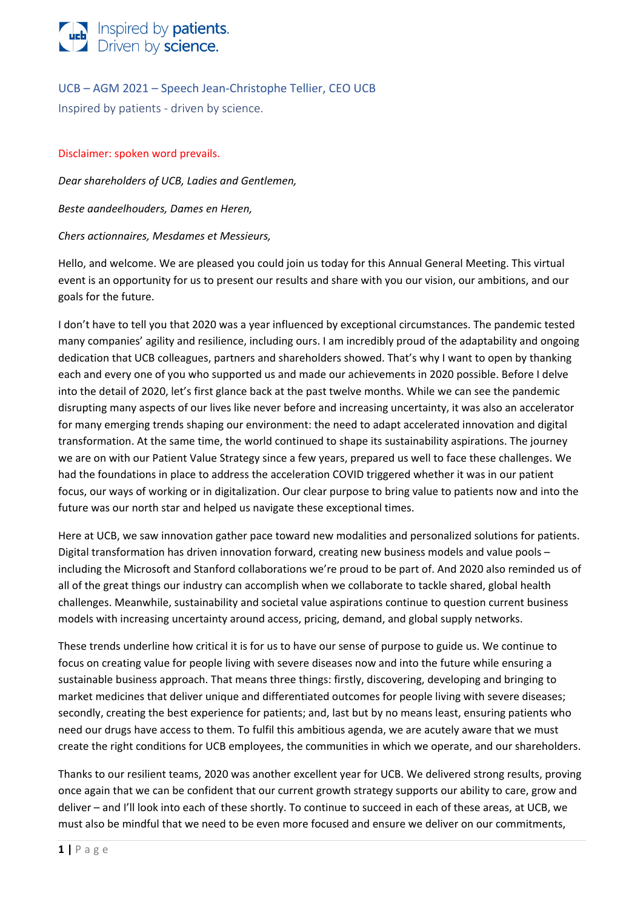Inspired by **patients.**
Driven by **science.**

## UCB – AGM 2021 – Speech Jean-Christophe Tellier, CEO UCB

Inspired by patients - driven by science.

Disclaimer: spoken word prevails.

*Dear shareholders of UCB, Ladies and Gentlemen,*

*Beste aandeelhouders, Dames en Heren,*

*Chers actionnaires, Mesdames et Messieurs,*

Hello, and welcome. We are pleased you could join us today for this Annual General Meeting. This virtual event is an opportunity for us to present our results and share with you our vision, our ambitions, and our goals for the future.

I don't have to tell you that 2020 was a year influenced by exceptional circumstances. The pandemic tested many companies' agility and resilience, including ours. I am incredibly proud of the adaptability and ongoing dedication that UCB colleagues, partners and shareholders showed. That's why I want to open by thanking each and every one of you who supported us and made our achievements in 2020 possible. Before I delve into the detail of 2020, let's first glance back at the past twelve months. While we can see the pandemic disrupting many aspects of our lives like never before and increasing uncertainty, it was also an accelerator for many emerging trends shaping our environment: the need to adapt accelerated innovation and digital transformation. At the same time, the world continued to shape its sustainability aspirations. The journey we are on with our Patient Value Strategy since a few years, prepared us well to face these challenges. We had the foundations in place to address the acceleration COVID triggered whether it was in our patient focus, our ways of working or in digitalization. Our clear purpose to bring value to patients now and into the future was our north star and helped us navigate these exceptional times.

Here at UCB, we saw innovation gather pace toward new modalities and personalized solutions for patients. Digital transformation has driven innovation forward, creating new business models and value pools – including the Microsoft and Stanford collaborations we're proud to be part of. And 2020 also reminded us of all of the great things our industry can accomplish when we collaborate to tackle shared, global health challenges. Meanwhile, sustainability and societal value aspirations continue to question current business models with increasing uncertainty around access, pricing, demand, and global supply networks.

These trends underline how critical it is for us to have our sense of purpose to guide us. We continue to focus on creating value for people living with severe diseases now and into the future while ensuring a sustainable business approach. That means three things: firstly, discovering, developing and bringing to market medicines that deliver unique and differentiated outcomes for people living with severe diseases; secondly, creating the best experience for patients; and, last but by no means least, ensuring patients who need our drugs have access to them. To fulfil this ambitious agenda, we are acutely aware that we must create the right conditions for UCB employees, the communities in which we operate, and our shareholders.

Thanks to our resilient teams, 2020 was another excellent year for UCB. We delivered strong results, proving once again that we can be confident that our current growth strategy supports our ability to care, grow and deliver – and I'll look into each of these shortly. To continue to succeed in each of these areas, at UCB, we must also be mindful that we need to be even more focused and ensure we deliver on our commitments,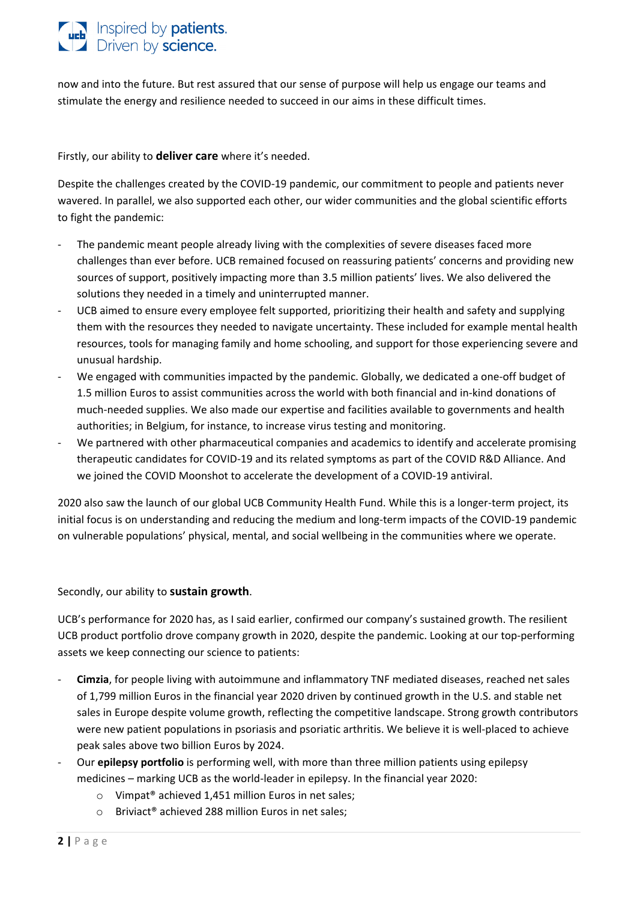now and into the future. But rest assured that our sense of purpose will help us engage our teams and stimulate the energy and resilience needed to succeed in our aims in these difficult times.

Firstly, our ability to **deliver care** where it's needed.

Despite the challenges created by the COVID-19 pandemic, our commitment to people and patients never wavered. In parallel, we also supported each other, our wider communities and the global scientific efforts to fight the pandemic:

- The pandemic meant people already living with the complexities of severe diseases faced more challenges than ever before. UCB remained focused on reassuring patients' concerns and providing new sources of support, positively impacting more than 3.5 million patients' lives. We also delivered the solutions they needed in a timely and uninterrupted manner.
- UCB aimed to ensure every employee felt supported, prioritizing their health and safety and supplying them with the resources they needed to navigate uncertainty. These included for example mental health resources, tools for managing family and home schooling, and support for those experiencing severe and unusual hardship.
- We engaged with communities impacted by the pandemic. Globally, we dedicated a one-off budget of 1.5 million Euros to assist communities across the world with both financial and in-kind donations of much-needed supplies. We also made our expertise and facilities available to governments and health authorities; in Belgium, for instance, to increase virus testing and monitoring.
- We partnered with other pharmaceutical companies and academics to identify and accelerate promising therapeutic candidates for COVID-19 and its related symptoms as part of the COVID R&D Alliance. And we joined the COVID Moonshot to accelerate the development of a COVID-19 antiviral.

2020 also saw the launch of our global UCB Community Health Fund. While this is a longer-term project, its initial focus is on understanding and reducing the medium and long-term impacts of the COVID-19 pandemic on vulnerable populations' physical, mental, and social wellbeing in the communities where we operate.

Secondly, our ability to **sustain growth**.

UCB's performance for 2020 has, as I said earlier, confirmed our company's sustained growth. The resilient UCB product portfolio drove company growth in 2020, despite the pandemic. Looking at our top-performing assets we keep connecting our science to patients:

- **Cimzia**, for people living with autoimmune and inflammatory TNF mediated diseases, reached net sales of 1,799 million Euros in the financial year 2020 driven by continued growth in the U.S. and stable net sales in Europe despite volume growth, reflecting the competitive landscape. Strong growth contributors were new patient populations in psoriasis and psoriatic arthritis. We believe it is well-placed to achieve peak sales above two billion Euros by 2024.
- Our **epilepsy portfolio** is performing well, with more than three million patients using epilepsy medicines – marking UCB as the world-leader in epilepsy. In the financial year 2020:
  - Vimpat® achieved 1,451 million Euros in net sales;
  - Briviact® achieved 288 million Euros in net sales;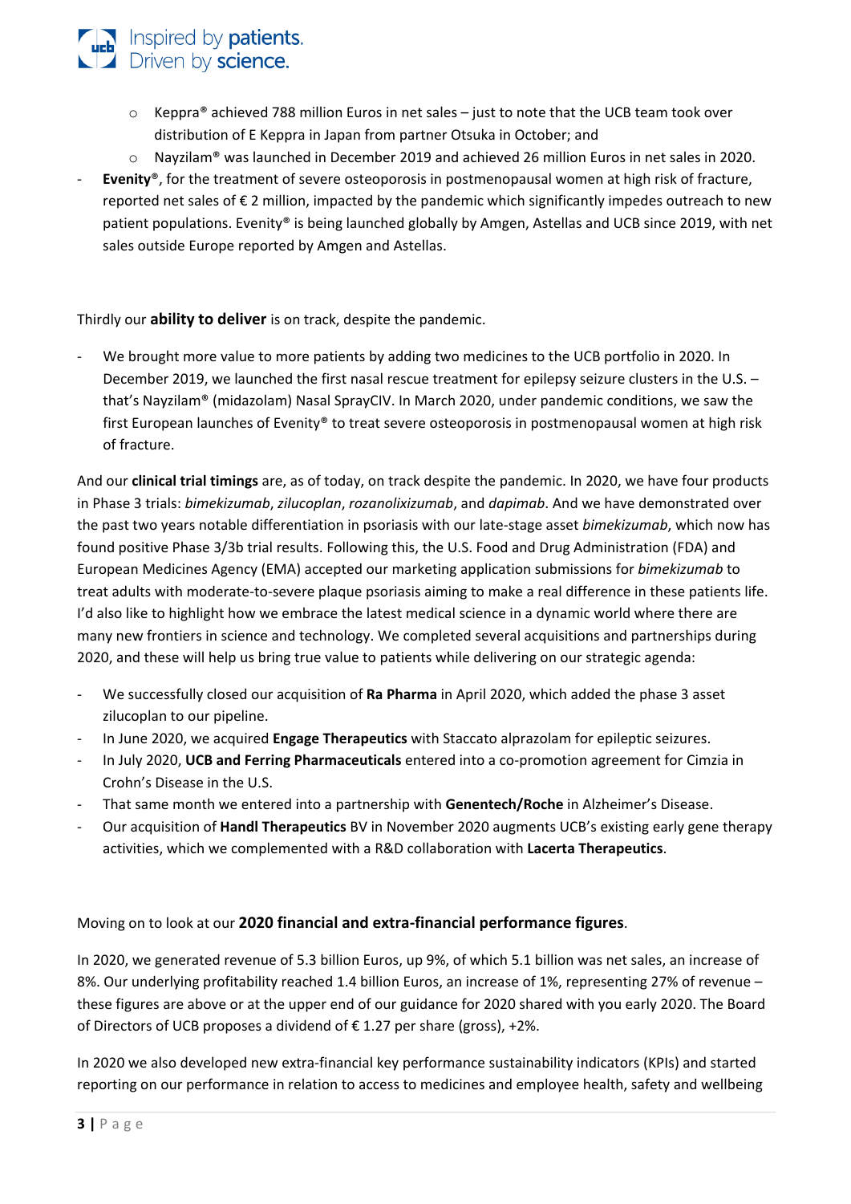- Keppra® achieved 788 million Euros in net sales – just to note that the UCB team took over distribution of E Keppra in Japan from partner Otsuka in October; and
  - Nayzilam® was launched in December 2019 and achieved 26 million Euros in net sales in 2020.
- **Evenity**®, for the treatment of severe osteoporosis in postmenopausal women at high risk of fracture, reported net sales of € 2 million, impacted by the pandemic which significantly impedes outreach to new patient populations. Evenity® is being launched globally by Amgen, Astellas and UCB since 2019, with net sales outside Europe reported by Amgen and Astellas.

Thirdly our **ability to deliver** is on track, despite the pandemic.

- We brought more value to more patients by adding two medicines to the UCB portfolio in 2020. In December 2019, we launched the first nasal rescue treatment for epilepsy seizure clusters in the U.S. – that's Nayzilam® (midazolam) Nasal SprayCIV. In March 2020, under pandemic conditions, we saw the first European launches of Evenity® to treat severe osteoporosis in postmenopausal women at high risk of fracture.

And our **clinical trial timings** are, as of today, on track despite the pandemic. In 2020, we have four products in Phase 3 trials: *bimekizumab*, *zilucoplan*, *rozanolixizumab*, and *dapimab*. And we have demonstrated over the past two years notable differentiation in psoriasis with our late-stage asset *bimekizumab*, which now has found positive Phase 3/3b trial results. Following this, the U.S. Food and Drug Administration (FDA) and European Medicines Agency (EMA) accepted our marketing application submissions for *bimekizumab* to treat adults with moderate-to-severe plaque psoriasis aiming to make a real difference in these patients life. I'd also like to highlight how we embrace the latest medical science in a dynamic world where there are many new frontiers in science and technology. We completed several acquisitions and partnerships during 2020, and these will help us bring true value to patients while delivering on our strategic agenda:

- We successfully closed our acquisition of **Ra Pharma** in April 2020, which added the phase 3 asset zilucoplan to our pipeline.
- In June 2020, we acquired **Engage Therapeutics** with Staccato alprazolam for epileptic seizures.
- In July 2020, **UCB and Ferring Pharmaceuticals** entered into a co-promotion agreement for Cimzia in Crohn's Disease in the U.S.
- That same month we entered into a partnership with **Genentech/Roche** in Alzheimer's Disease.
- Our acquisition of **Handl Therapeutics** BV in November 2020 augments UCB's existing early gene therapy activities, which we complemented with a R&D collaboration with **Lacerta Therapeutics**.

Moving on to look at our **2020 financial and extra-financial performance figures**.

In 2020, we generated revenue of 5.3 billion Euros, up 9%, of which 5.1 billion was net sales, an increase of 8%. Our underlying profitability reached 1.4 billion Euros, an increase of 1%, representing 27% of revenue – these figures are above or at the upper end of our guidance for 2020 shared with you early 2020. The Board of Directors of UCB proposes a dividend of € 1.27 per share (gross), +2%.

In 2020 we also developed new extra-financial key performance sustainability indicators (KPIs) and started reporting on our performance in relation to access to medicines and employee health, safety and wellbeing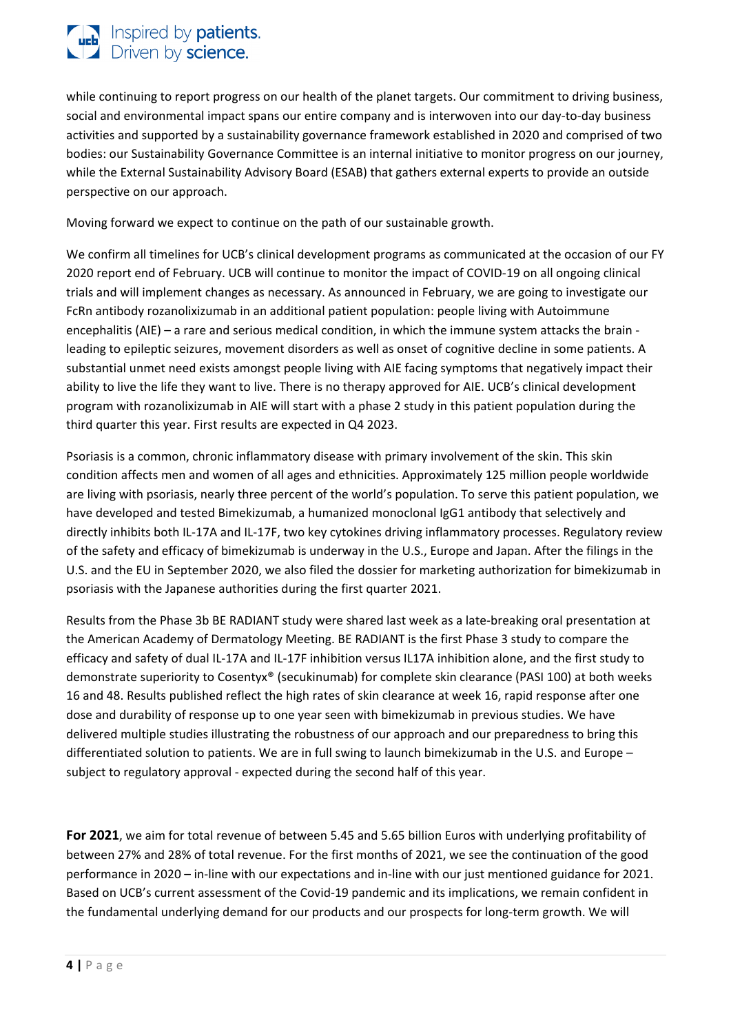while continuing to report progress on our health of the planet targets. Our commitment to driving business, social and environmental impact spans our entire company and is interwoven into our day-to-day business activities and supported by a sustainability governance framework established in 2020 and comprised of two bodies: our Sustainability Governance Committee is an internal initiative to monitor progress on our journey, while the External Sustainability Advisory Board (ESAB) that gathers external experts to provide an outside perspective on our approach.

Moving forward we expect to continue on the path of our sustainable growth.

We confirm all timelines for UCB's clinical development programs as communicated at the occasion of our FY 2020 report end of February. UCB will continue to monitor the impact of COVID-19 on all ongoing clinical trials and will implement changes as necessary. As announced in February, we are going to investigate our FcRn antibody rozanolixizumab in an additional patient population: people living with Autoimmune encephalitis (AIE) – a rare and serious medical condition, in which the immune system attacks the brain - leading to epileptic seizures, movement disorders as well as onset of cognitive decline in some patients. A substantial unmet need exists amongst people living with AIE facing symptoms that negatively impact their ability to live the life they want to live. There is no therapy approved for AIE. UCB's clinical development program with rozanolixizumab in AIE will start with a phase 2 study in this patient population during the third quarter this year. First results are expected in Q4 2023.

Psoriasis is a common, chronic inflammatory disease with primary involvement of the skin. This skin condition affects men and women of all ages and ethnicities. Approximately 125 million people worldwide are living with psoriasis, nearly three percent of the world's population. To serve this patient population, we have developed and tested Bimekizumab, a humanized monoclonal IgG1 antibody that selectively and directly inhibits both IL-17A and IL-17F, two key cytokines driving inflammatory processes. Regulatory review of the safety and efficacy of bimekizumab is underway in the U.S., Europe and Japan. After the filings in the U.S. and the EU in September 2020, we also filed the dossier for marketing authorization for bimekizumab in psoriasis with the Japanese authorities during the first quarter 2021.

Results from the Phase 3b BE RADIANT study were shared last week as a late-breaking oral presentation at the American Academy of Dermatology Meeting. BE RADIANT is the first Phase 3 study to compare the efficacy and safety of dual IL-17A and IL-17F inhibition versus IL17A inhibition alone, and the first study to demonstrate superiority to Cosentyx® (secukinumab) for complete skin clearance (PASI 100) at both weeks 16 and 48. Results published reflect the high rates of skin clearance at week 16, rapid response after one dose and durability of response up to one year seen with bimekizumab in previous studies. We have delivered multiple studies illustrating the robustness of our approach and our preparedness to bring this differentiated solution to patients. We are in full swing to launch bimekizumab in the U.S. and Europe – subject to regulatory approval - expected during the second half of this year.

**For 2021**, we aim for total revenue of between 5.45 and 5.65 billion Euros with underlying profitability of between 27% and 28% of total revenue. For the first months of 2021, we see the continuation of the good performance in 2020 – in-line with our expectations and in-line with our just mentioned guidance for 2021. Based on UCB's current assessment of the Covid-19 pandemic and its implications, we remain confident in the fundamental underlying demand for our products and our prospects for long-term growth. We will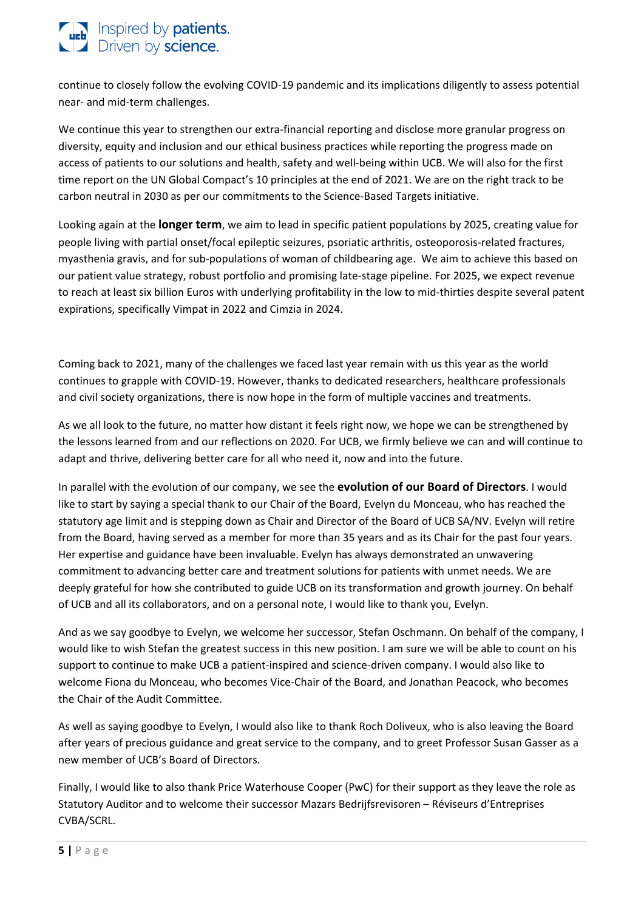continue to closely follow the evolving COVID-19 pandemic and its implications diligently to assess potential near- and mid-term challenges.

We continue this year to strengthen our extra-financial reporting and disclose more granular progress on diversity, equity and inclusion and our ethical business practices while reporting the progress made on access of patients to our solutions and health, safety and well-being within UCB. We will also for the first time report on the UN Global Compact's 10 principles at the end of 2021. We are on the right track to be carbon neutral in 2030 as per our commitments to the Science-Based Targets initiative.

Looking again at the **longer term**, we aim to lead in specific patient populations by 2025, creating value for people living with partial onset/focal epileptic seizures, psoriatic arthritis, osteoporosis-related fractures, myasthenia gravis, and for sub-populations of woman of childbearing age. We aim to achieve this based on our patient value strategy, robust portfolio and promising late-stage pipeline. For 2025, we expect revenue to reach at least six billion Euros with underlying profitability in the low to mid-thirties despite several patent expirations, specifically Vimpat in 2022 and Cimzia in 2024.

Coming back to 2021, many of the challenges we faced last year remain with us this year as the world continues to grapple with COVID-19. However, thanks to dedicated researchers, healthcare professionals and civil society organizations, there is now hope in the form of multiple vaccines and treatments.

As we all look to the future, no matter how distant it feels right now, we hope we can be strengthened by the lessons learned from and our reflections on 2020. For UCB, we firmly believe we can and will continue to adapt and thrive, delivering better care for all who need it, now and into the future.

In parallel with the evolution of our company, we see the **evolution of our Board of Directors**. I would like to start by saying a special thank to our Chair of the Board, Evelyn du Monceau, who has reached the statutory age limit and is stepping down as Chair and Director of the Board of UCB SA/NV. Evelyn will retire from the Board, having served as a member for more than 35 years and as its Chair for the past four years. Her expertise and guidance have been invaluable. Evelyn has always demonstrated an unwavering commitment to advancing better care and treatment solutions for patients with unmet needs. We are deeply grateful for how she contributed to guide UCB on its transformation and growth journey. On behalf of UCB and all its collaborators, and on a personal note, I would like to thank you, Evelyn.

And as we say goodbye to Evelyn, we welcome her successor, Stefan Oschmann. On behalf of the company, I would like to wish Stefan the greatest success in this new position. I am sure we will be able to count on his support to continue to make UCB a patient-inspired and science-driven company. I would also like to welcome Fiona du Monceau, who becomes Vice-Chair of the Board, and Jonathan Peacock, who becomes the Chair of the Audit Committee.

As well as saying goodbye to Evelyn, I would also like to thank Roch Doliveux, who is also leaving the Board after years of precious guidance and great service to the company, and to greet Professor Susan Gasser as a new member of UCB's Board of Directors.

Finally, I would like to also thank Price Waterhouse Cooper (PwC) for their support as they leave the role as Statutory Auditor and to welcome their successor Mazars Bedrijfsrevisoren – Réviseurs d'Entreprises CVBA/SCRL.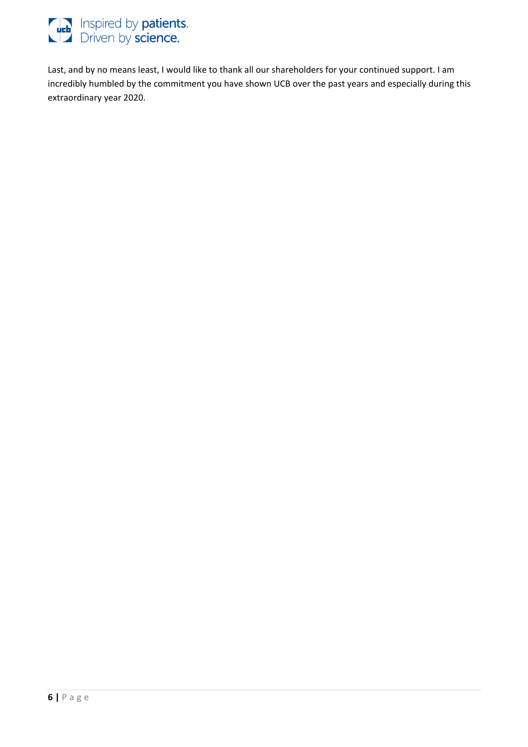Last, and by no means least, I would like to thank all our shareholders for your continued support. I am incredibly humbled by the commitment you have shown UCB over the past years and especially during this extraordinary year 2020.